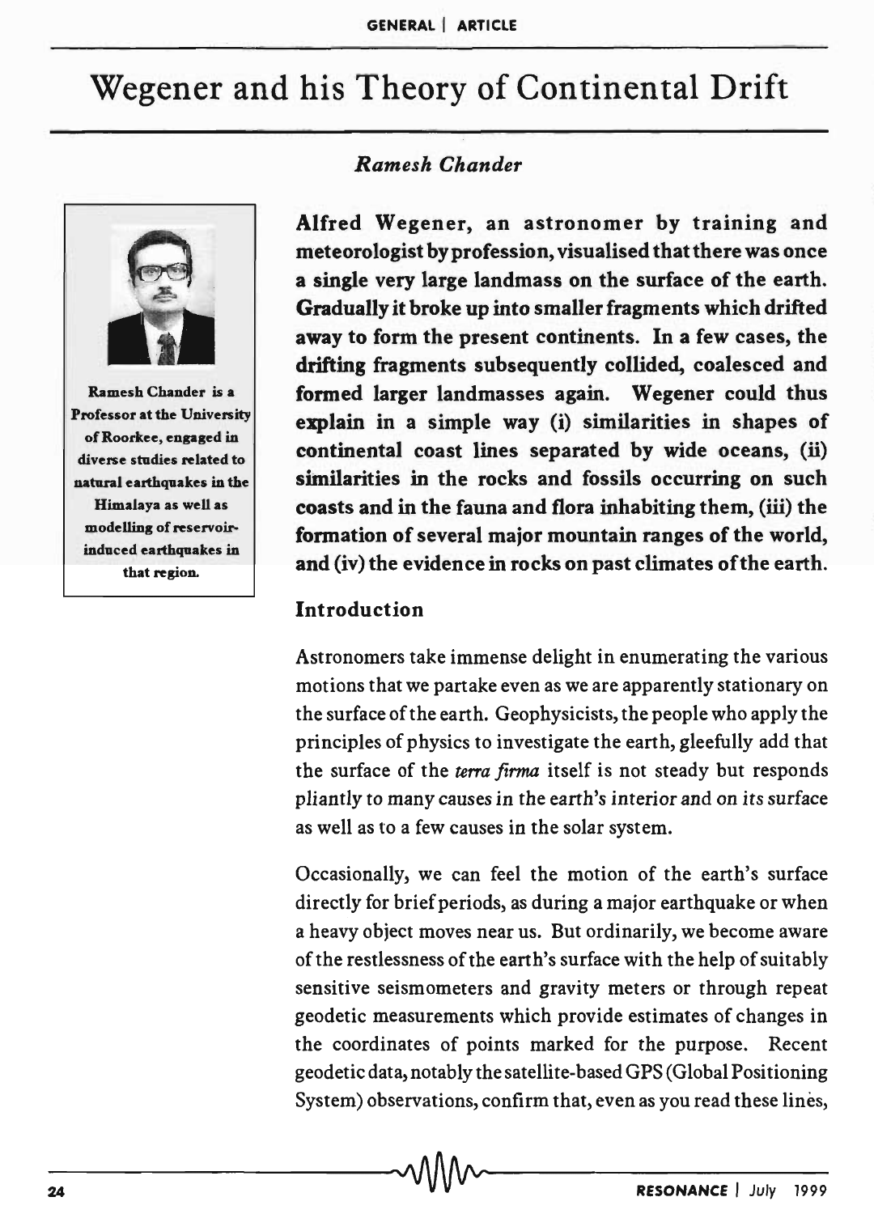# Wegener and his Theory of Continental Drift

*Ramesh Chander*

Ramesh Chander is a Professor at the University of Roorkee, engaged in diverse studies related to natural earthquakes in the Himalaya as well as modelling of reservoir-induced earthquakes in that region.

**Alfred Wegener, an astronomer by training and meteorologist by profession, visualised that there was once a single very large landmass on the surface of the earth. Gradually it broke up into smaller fragments which drifted away to form the present continents. In a few cases, the drifting fragments subsequently collided, coalesced and formed larger landmasses again. Wegener could thus explain in a simple way (i) similarities in shapes of continental coast lines separated by wide oceans, (ii) similarities in the rocks and fossils occurring on such coasts and in the fauna and flora inhabiting them, (iii) the formation of several major mountain ranges of the world, and (iv) the evidence in rocks on past climates of the earth.**

## Introduction

Astronomers take immense delight in enumerating the various motions that we partake even as we are apparently stationary on the surface of the earth. Geophysicists, the people who apply the principles of physics to investigate the earth, gleefully add that the surface of the *terra firma* itself is not steady but responds pliantly to many causes in the earth's interior and on its surface as well as to a few causes in the solar system.

Occasionally, we can feel the motion of the earth's surface directly for brief periods, as during a major earthquake or when a heavy object moves near us. But ordinarily, we become aware of the restlessness of the earth's surface with the help of suitably sensitive seismometers and gravity meters or through repeat geodetic measurements which provide estimates of changes in the coordinates of points marked for the purpose. Recent geodetic data, notably the satellite-based GPS (Global Positioning System) observations, confirm that, even as you read these lines,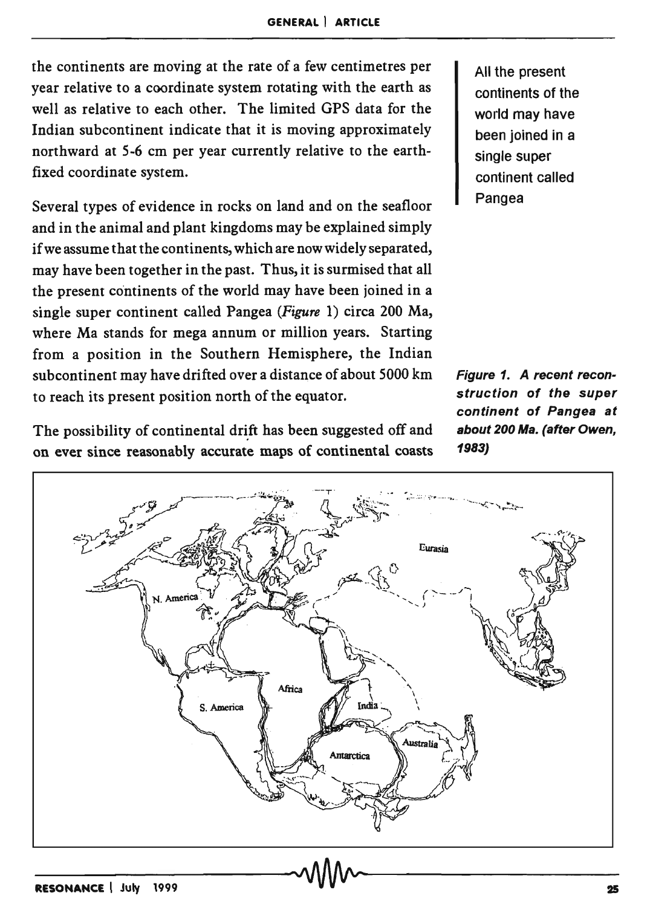the continents are moving at the rate of a few centimetres per year relative to a coordinate system rotating with the earth as well as relative to each other. The limited GPS data for the Indian subcontinent indicate that it is moving approximately northward at 5-6 cm per year currently relative to the earth-fixed coordinate system.

All the present continents of the world may have been joined in a single super continent called Pangea

Several types of evidence in rocks on land and on the seafloor and in the animal and plant kingdoms may be explained simply if we assume that the continents, which are now widely separated, may have been together in the past. Thus, it is surmised that all the present continents of the world may have been joined in a single super continent called Pangea (*Figure* 1) circa 200 Ma, where Ma stands for mega annum or million years. Starting from a position in the Southern Hemisphere, the Indian subcontinent may have drifted over a distance of about 5000 km to reach its present position north of the equator.

The possibility of continental drift has been suggested off and on ever since reasonably accurate maps of continental coasts

***Figure 1. A recent reconstruction of the super continent of Pangea at about 200 Ma. (after Owen, 1983)***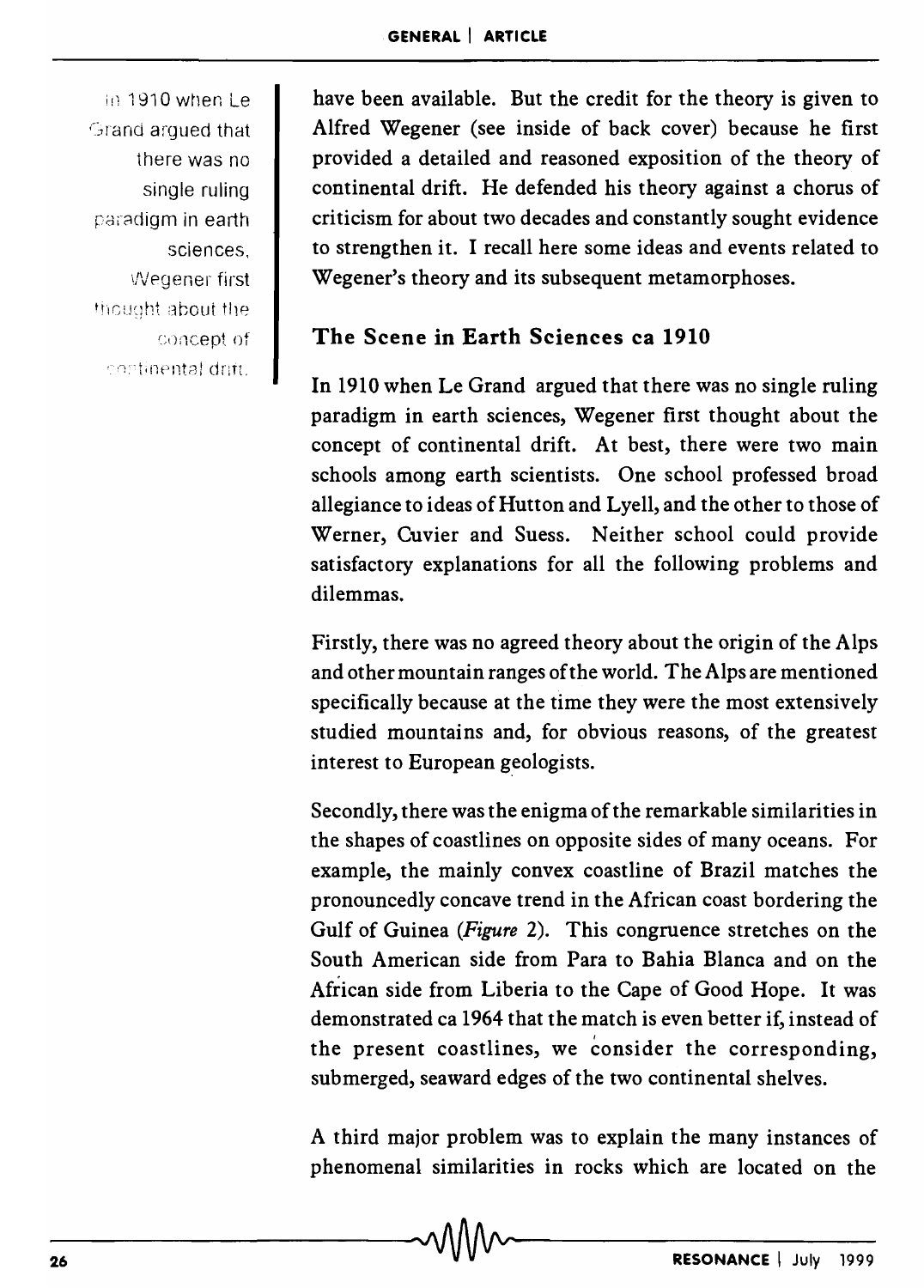have been available. But the credit for the theory is given to Alfred Wegener (see inside of back cover) because he first provided a detailed and reasoned exposition of the theory of continental drift. He defended his theory against a chorus of criticism for about two decades and constantly sought evidence to strengthen it. I recall here some ideas and events related to Wegener's theory and its subsequent metamorphoses.

In 1910 when Le Grand argued that there was no single ruling paradigm in earth sciences, Wegener first thought about the concept of continental drift.

## The Scene in Earth Sciences ca 1910

In 1910 when Le Grand argued that there was no single ruling paradigm in earth sciences, Wegener first thought about the concept of continental drift. At best, there were two main schools among earth scientists. One school professed broad allegiance to ideas of Hutton and Lyell, and the other to those of Werner, Cuvier and Suess. Neither school could provide satisfactory explanations for all the following problems and dilemmas.

Firstly, there was no agreed theory about the origin of the Alps and other mountain ranges of the world. The Alps are mentioned specifically because at the time they were the most extensively studied mountains and, for obvious reasons, of the greatest interest to European geologists.

Secondly, there was the enigma of the remarkable similarities in the shapes of coastlines on opposite sides of many oceans. For example, the mainly convex coastline of Brazil matches the pronouncedly concave trend in the African coast bordering the Gulf of Guinea (*Figure* 2). This congruence stretches on the South American side from Para to Bahia Blanca and on the African side from Liberia to the Cape of Good Hope. It was demonstrated ca 1964 that the match is even better if, instead of the present coastlines, we consider the corresponding, submerged, seaward edges of the two continental shelves.

A third major problem was to explain the many instances of phenomenal similarities in rocks which are located on the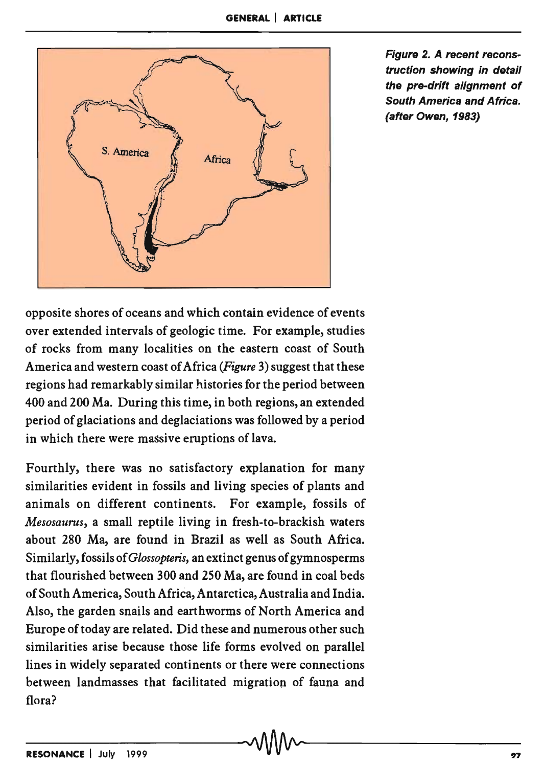Figure 2. A recent reconstruction showing in detail the pre-drift alignment of South America and Africa. (after Owen, 1983)

opposite shores of oceans and which contain evidence of events over extended intervals of geologic time. For example, studies of rocks from many localities on the eastern coast of South America and western coast of Africa (*Figure* 3) suggest that these regions had remarkably similar histories for the period between 400 and 200 Ma. During this time, in both regions, an extended period of glaciations and deglaciations was followed by a period in which there were massive eruptions of lava.

Fourthly, there was no satisfactory explanation for many similarities evident in fossils and living species of plants and animals on different continents. For example, fossils of *Mesosaurus*, a small reptile living in fresh-to-brackish waters about 280 Ma, are found in Brazil as well as South Africa. Similarly, fossils of *Glossopteris*, an extinct genus of gymnosperms that flourished between 300 and 250 Ma, are found in coal beds of South America, South Africa, Antarctica, Australia and India. Also, the garden snails and earthworms of North America and Europe of today are related. Did these and numerous other such similarities arise because those life forms evolved on parallel lines in widely separated continents or there were connections between landmasses that facilitated migration of fauna and flora?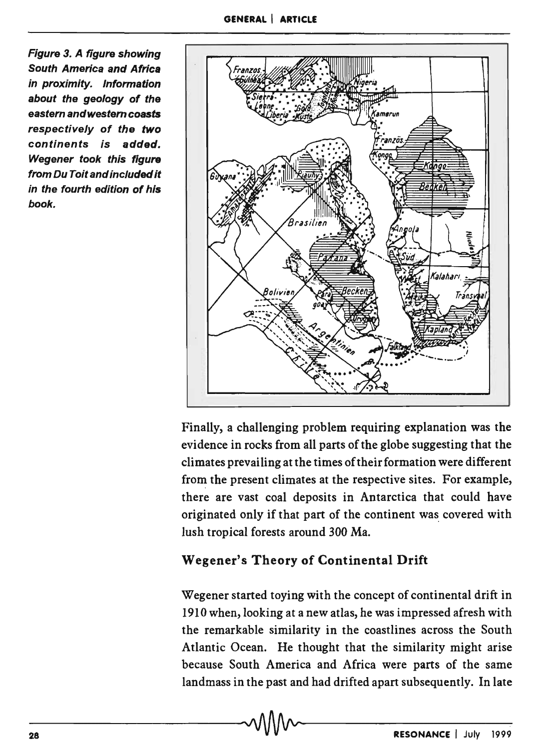*Figure 3. A figure showing South America and Africa in proximity. Information about the geology of the eastern and western coasts respectively of the two continents is added. Wegener took this figure from Du Toit and included it in the fourth edition of his book.*

Finally, a challenging problem requiring explanation was the evidence in rocks from all parts of the globe suggesting that the climates prevailing at the times of their formation were different from the present climates at the respective sites. For example, there are vast coal deposits in Antarctica that could have originated only if that part of the continent was covered with lush tropical forests around 300 Ma.

## Wegener's Theory of Continental Drift

Wegener started toying with the concept of continental drift in 1910 when, looking at a new atlas, he was impressed afresh with the remarkable similarity in the coastlines across the South Atlantic Ocean. He thought that the similarity might arise because South America and Africa were parts of the same landmass in the past and had drifted apart subsequently. In late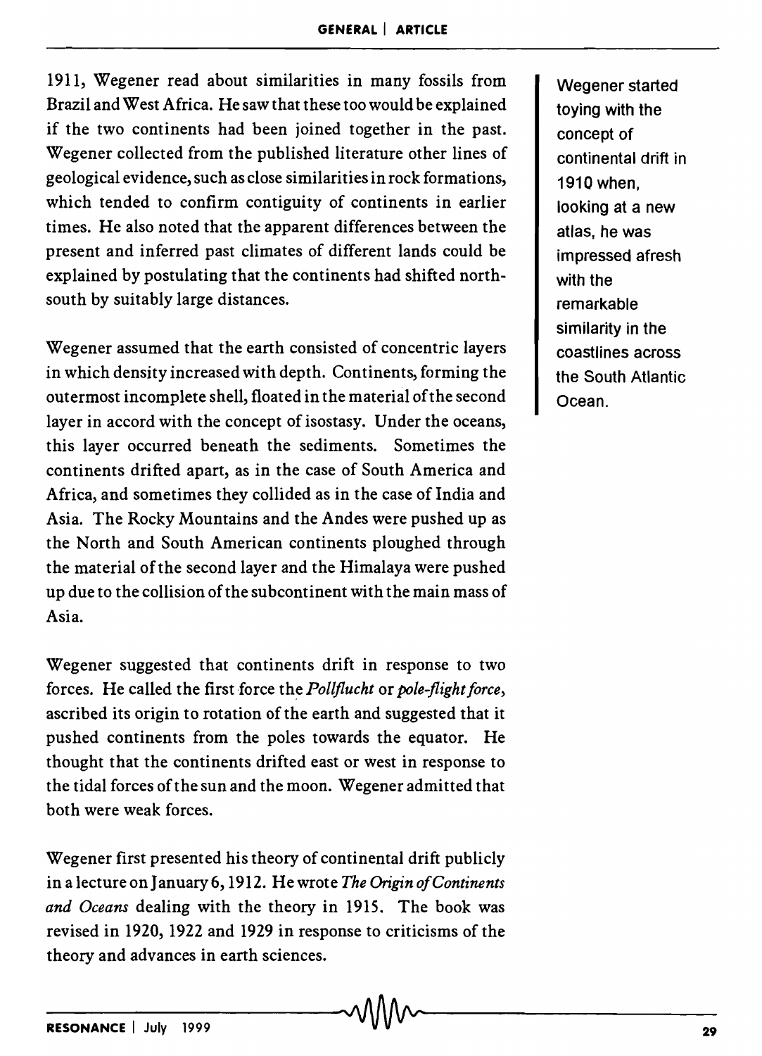1911, Wegener read about similarities in many fossils from Brazil and West Africa. He saw that these too would be explained if the two continents had been joined together in the past. Wegener collected from the published literature other lines of geological evidence, such as close similarities in rock formations, which tended to confirm contiguity of continents in earlier times. He also noted that the apparent differences between the present and inferred past climates of different lands could be explained by postulating that the continents had shifted north-south by suitably large distances.

Wegener started toying with the concept of continental drift in 1910 when, looking at a new atlas, he was impressed afresh with the remarkable similarity in the coastlines across the South Atlantic Ocean.

Wegener assumed that the earth consisted of concentric layers in which density increased with depth. Continents, forming the outermost incomplete shell, floated in the material of the second layer in accord with the concept of isostasy. Under the oceans, this layer occurred beneath the sediments. Sometimes the continents drifted apart, as in the case of South America and Africa, and sometimes they collided as in the case of India and Asia. The Rocky Mountains and the Andes were pushed up as the North and South American continents ploughed through the material of the second layer and the Himalaya were pushed up due to the collision of the subcontinent with the main mass of Asia.

Wegener suggested that continents drift in response to two forces. He called the first force the *Pollflucht* or *pole-flight force*, ascribed its origin to rotation of the earth and suggested that it pushed continents from the poles towards the equator. He thought that the continents drifted east or west in response to the tidal forces of the sun and the moon. Wegener admitted that both were weak forces.

Wegener first presented his theory of continental drift publicly in a lecture on January 6, 1912. He wrote *The Origin of Continents and Oceans* dealing with the theory in 1915. The book was revised in 1920, 1922 and 1929 in response to criticisms of the theory and advances in earth sciences.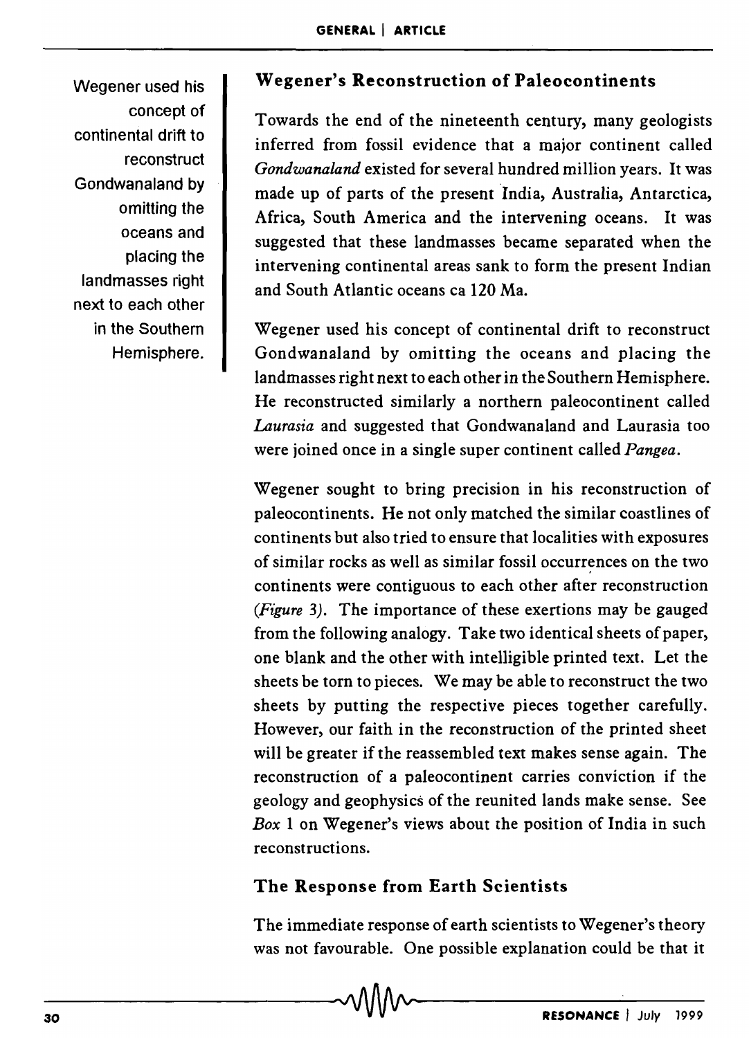Wegener used his concept of continental drift to reconstruct Gondwanaland by omitting the oceans and placing the landmasses right next to each other in the Southern Hemisphere.

## Wegener's Reconstruction of Paleocontinents

Towards the end of the nineteenth century, many geologists inferred from fossil evidence that a major continent called *Gondwanaland* existed for several hundred million years. It was made up of parts of the present India, Australia, Antarctica, Africa, South America and the intervening oceans. It was suggested that these landmasses became separated when the intervening continental areas sank to form the present Indian and South Atlantic oceans ca 120 Ma.

Wegener used his concept of continental drift to reconstruct Gondwanaland by omitting the oceans and placing the landmasses right next to each other in the Southern Hemisphere. He reconstructed similarly a northern paleocontinent called *Laurasia* and suggested that Gondwanaland and Laurasia too were joined once in a single super continent called *Pangea*.

Wegener sought to bring precision in his reconstruction of paleocontinents. He not only matched the similar coastlines of continents but also tried to ensure that localities with exposures of similar rocks as well as similar fossil occurrences on the two continents were contiguous to each other after reconstruction (*Figure* 3). The importance of these exertions may be gauged from the following analogy. Take two identical sheets of paper, one blank and the other with intelligible printed text. Let the sheets be torn to pieces. We may be able to reconstruct the two sheets by putting the respective pieces together carefully. However, our faith in the reconstruction of the printed sheet will be greater if the reassembled text makes sense again. The reconstruction of a paleocontinent carries conviction if the geology and geophysics of the reunited lands make sense. See *Box* 1 on Wegener's views about the position of India in such reconstructions.

## The Response from Earth Scientists

The immediate response of earth scientists to Wegener's theory was not favourable. One possible explanation could be that it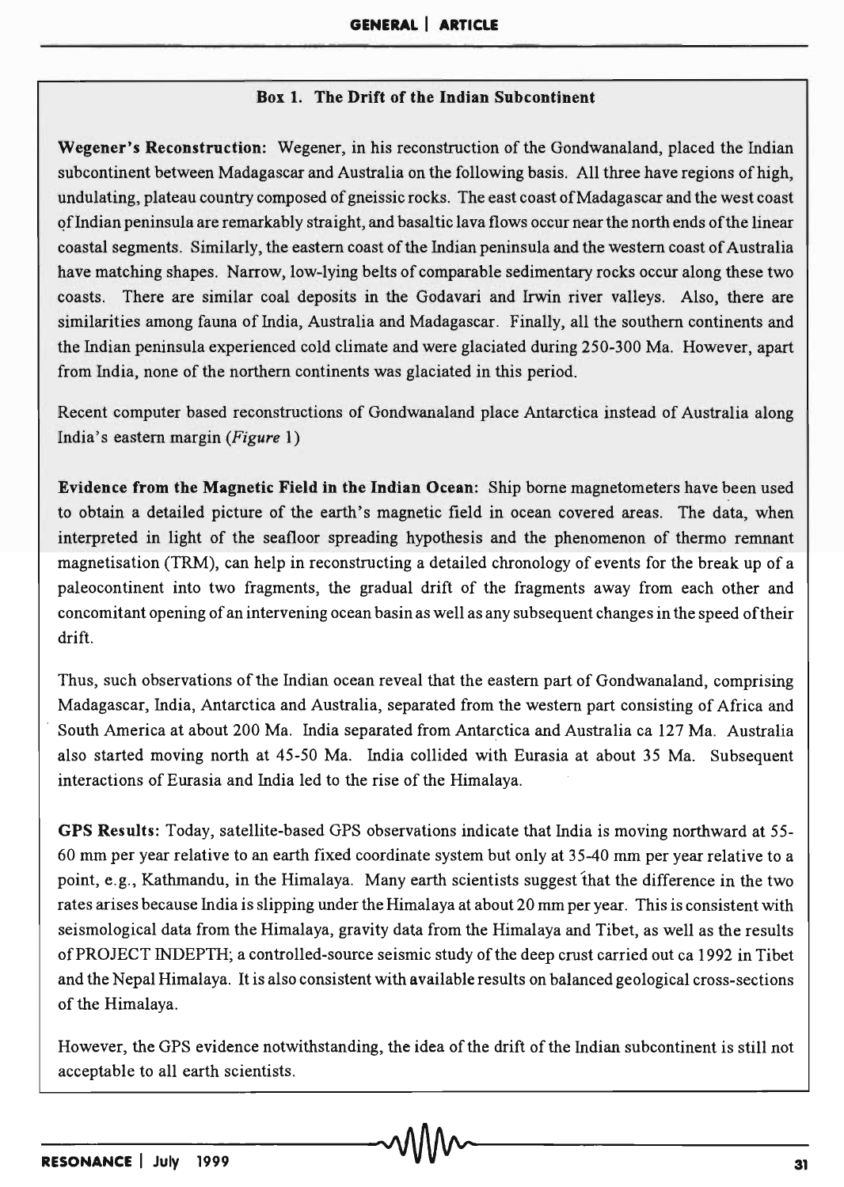### Box 1. The Drift of the Indian Subcontinent

**Wegener's Reconstruction:** Wegener, in his reconstruction of the Gondwanaland, placed the Indian subcontinent between Madagascar and Australia on the following basis. All three have regions of high, undulating, plateau country composed of gneissic rocks. The east coast of Madagascar and the west coast of Indian peninsula are remarkably straight, and basaltic lava flows occur near the north ends of the linear coastal segments. Similarly, the eastern coast of the Indian peninsula and the western coast of Australia have matching shapes. Narrow, low-lying belts of comparable sedimentary rocks occur along these two coasts. There are similar coal deposits in the Godavari and Irwin river valleys. Also, there are similarities among fauna of India, Australia and Madagascar. Finally, all the southern continents and the Indian peninsula experienced cold climate and were glaciated during 250-300 Ma. However, apart from India, none of the northern continents was glaciated in this period.

Recent computer based reconstructions of Gondwanaland place Antarctica instead of Australia along India's eastern margin (*Figure* 1)

**Evidence from the Magnetic Field in the Indian Ocean:** Ship borne magnetometers have been used to obtain a detailed picture of the earth's magnetic field in ocean covered areas. The data, when interpreted in light of the seafloor spreading hypothesis and the phenomenon of thermo remnant magnetisation (TRM), can help in reconstructing a detailed chronology of events for the break up of a paleocontinent into two fragments, the gradual drift of the fragments away from each other and concomitant opening of an intervening ocean basin as well as any subsequent changes in the speed of their drift.

Thus, such observations of the Indian ocean reveal that the eastern part of Gondwanaland, comprising Madagascar, India, Antarctica and Australia, separated from the western part consisting of Africa and South America at about 200 Ma. India separated from Antarctica and Australia ca 127 Ma. Australia also started moving north at 45-50 Ma. India collided with Eurasia at about 35 Ma. Subsequent interactions of Eurasia and India led to the rise of the Himalaya.

**GPS Results:** Today, satellite-based GPS observations indicate that India is moving northward at 55-60 mm per year relative to an earth fixed coordinate system but only at 35-40 mm per year relative to a point, e.g., Kathmandu, in the Himalaya. Many earth scientists suggest that the difference in the two rates arises because India is slipping under the Himalaya at about 20 mm per year. This is consistent with seismological data from the Himalaya, gravity data from the Himalaya and Tibet, as well as the results of PROJECT INDEPTH; a controlled-source seismic study of the deep crust carried out ca 1992 in Tibet and the Nepal Himalaya. It is also consistent with available results on balanced geological cross-sections of the Himalaya.

However, the GPS evidence notwithstanding, the idea of the drift of the Indian subcontinent is still not acceptable to all earth scientists.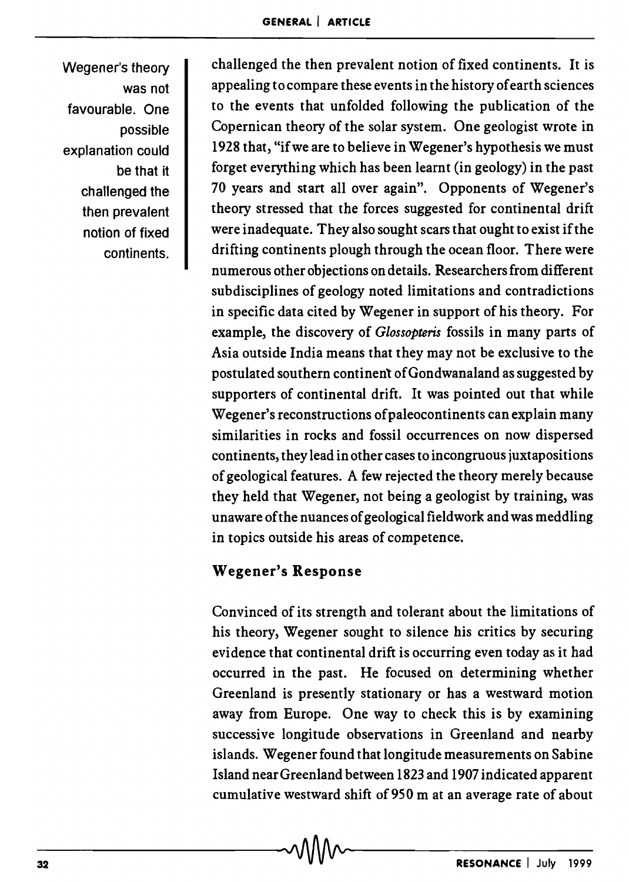Wegener's theory was not favourable. One possible explanation could be that it challenged the then prevalent notion of fixed continents.

challenged the then prevalent notion of fixed continents. It is appealing to compare these events in the history of earth sciences to the events that unfolded following the publication of the Copernican theory of the solar system. One geologist wrote in 1928 that, "if we are to believe in Wegener's hypothesis we must forget everything which has been learnt (in geology) in the past 70 years and start all over again". Opponents of Wegener's theory stressed that the forces suggested for continental drift were inadequate. They also sought scars that ought to exist if the drifting continents plough through the ocean floor. There were numerous other objections on details. Researchers from different subdisciplines of geology noted limitations and contradictions in specific data cited by Wegener in support of his theory. For example, the discovery of *Glossopteris* fossils in many parts of Asia outside India means that they may not be exclusive to the postulated southern continent of Gondwanaland as suggested by supporters of continental drift. It was pointed out that while Wegener's reconstructions of paleocontinents can explain many similarities in rocks and fossil occurrences on now dispersed continents, they lead in other cases to incongruous juxtapositions of geological features. A few rejected the theory merely because they held that Wegener, not being a geologist by training, was unaware of the nuances of geological fieldwork and was meddling in topics outside his areas of competence.

## Wegener's Response

Convinced of its strength and tolerant about the limitations of his theory, Wegener sought to silence his critics by securing evidence that continental drift is occurring even today as it had occurred in the past. He focused on determining whether Greenland is presently stationary or has a westward motion away from Europe. One way to check this is by examining successive longitude observations in Greenland and nearby islands. Wegener found that longitude measurements on Sabine Island near Greenland between 1823 and 1907 indicated apparent cumulative westward shift of 950 m at an average rate of about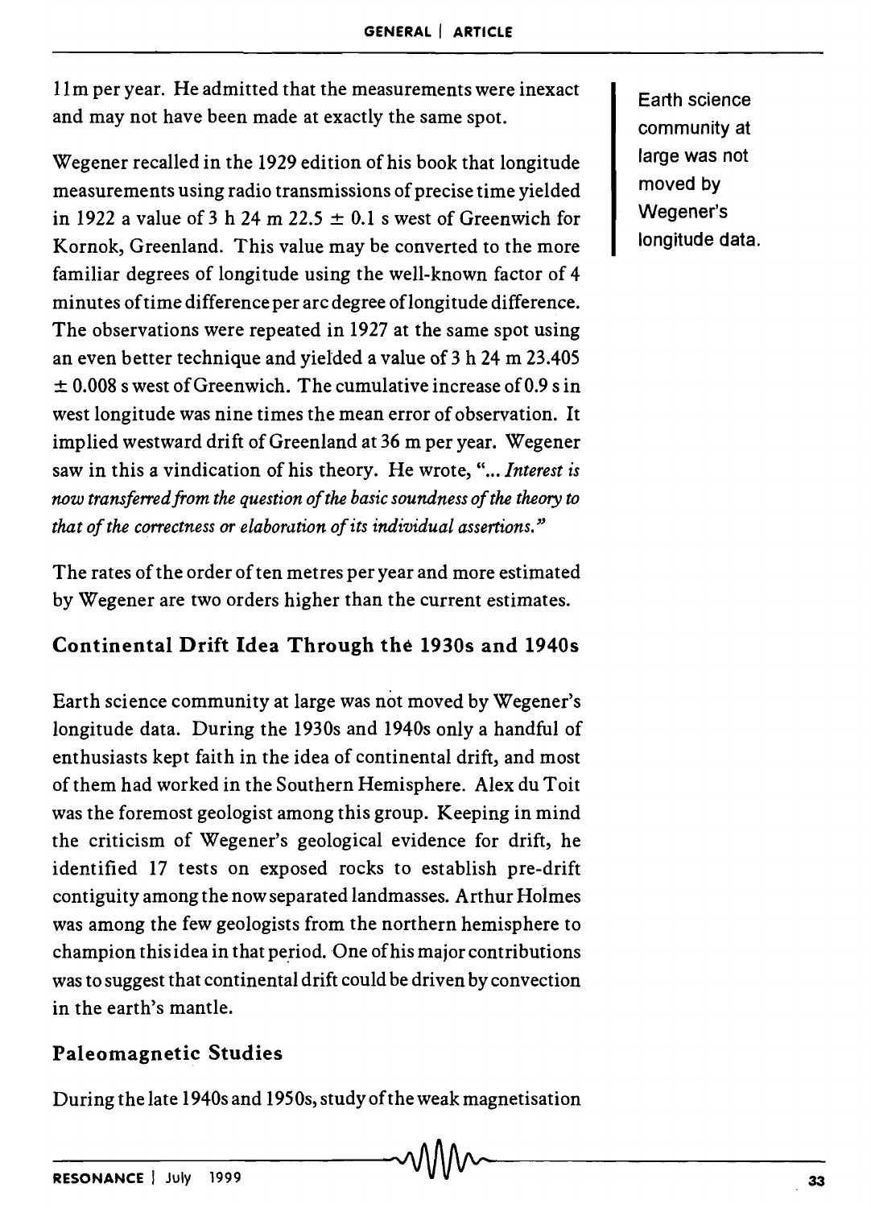11m per year. He admitted that the measurements were inexact and may not have been made at exactly the same spot.

Wegener recalled in the 1929 edition of his book that longitude measurements using radio transmissions of precise time yielded in 1922 a value of 3 h 24 m 22.5 $\pm$ 0.1 s west of Greenwich for Kornok, Greenland. This value may be converted to the more familiar degrees of longitude using the well-known factor of 4 minutes of time difference per arc degree of longitude difference. The observations were repeated in 1927 at the same spot using an even better technique and yielded a value of 3 h 24 m 23.405 $\pm$ 0.008 s west of Greenwich. The cumulative increase of 0.9 s in west longitude was nine times the mean error of observation. It implied westward drift of Greenland at 36 m per year. Wegener saw in this a vindication of his theory. He wrote, "*... Interest is now transferred from the question of the basic soundness of the theory to that of the correctness or elaboration of its individual assertions.*"

The rates of the order of ten metres per year and more estimated by Wegener are two orders higher than the current estimates.

## Continental Drift Idea Through the 1930s and 1940s

Earth science community at large was not moved by Wegener's longitude data.

Earth science community at large was not moved by Wegener's longitude data. During the 1930s and 1940s only a handful of enthusiasts kept faith in the idea of continental drift, and most of them had worked in the Southern Hemisphere. Alex du Toit was the foremost geologist among this group. Keeping in mind the criticism of Wegener's geological evidence for drift, he identified 17 tests on exposed rocks to establish pre-drift contiguity among the now separated landmasses. Arthur Holmes was among the few geologists from the northern hemisphere to champion this idea in that period. One of his major contributions was to suggest that continental drift could be driven by convection in the earth's mantle.

## Paleomagnetic Studies

During the late 1940s and 1950s, study of the weak magnetisation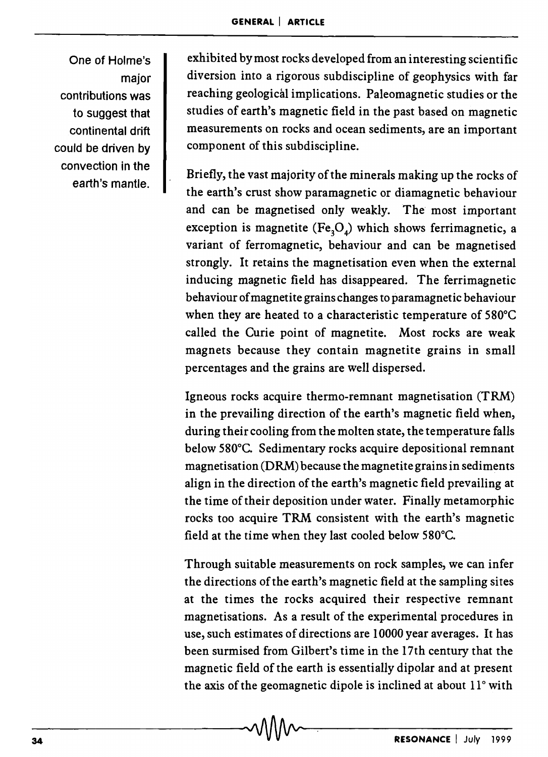One of Holme's major contributions was to suggest that continental drift could be driven by convection in the earth's mantle.

exhibited by most rocks developed from an interesting scientific diversion into a rigorous subdiscipline of geophysics with far reaching geological implications. Paleomagnetic studies or the studies of earth's magnetic field in the past based on magnetic measurements on rocks and ocean sediments, are an important component of this subdiscipline.

Briefly, the vast majority of the minerals making up the rocks of the earth's crust show paramagnetic or diamagnetic behaviour and can be magnetised only weakly. The most important exception is magnetite ($Fe_3O_4$) which shows ferrimagnetic, a variant of ferromagnetic, behaviour and can be magnetised strongly. It retains the magnetisation even when the external inducing magnetic field has disappeared. The ferrimagnetic behaviour of magnetite grains changes to paramagnetic behaviour when they are heated to a characteristic temperature of 580°C called the Curie point of magnetite. Most rocks are weak magnets because they contain magnetite grains in small percentages and the grains are well dispersed.

Igneous rocks acquire thermo-remnant magnetisation (TRM) in the prevailing direction of the earth's magnetic field when, during their cooling from the molten state, the temperature falls below 580°C. Sedimentary rocks acquire depositional remnant magnetisation (DRM) because the magnetite grains in sediments align in the direction of the earth's magnetic field prevailing at the time of their deposition under water. Finally metamorphic rocks too acquire TRM consistent with the earth's magnetic field at the time when they last cooled below 580°C.

Through suitable measurements on rock samples, we can infer the directions of the earth's magnetic field at the sampling sites at the times the rocks acquired their respective remnant magnetisations. As a result of the experimental procedures in use, such estimates of directions are 10000 year averages. It has been surmised from Gilbert's time in the 17th century that the magnetic field of the earth is essentially dipolar and at present the axis of the geomagnetic dipole is inclined at about 11° with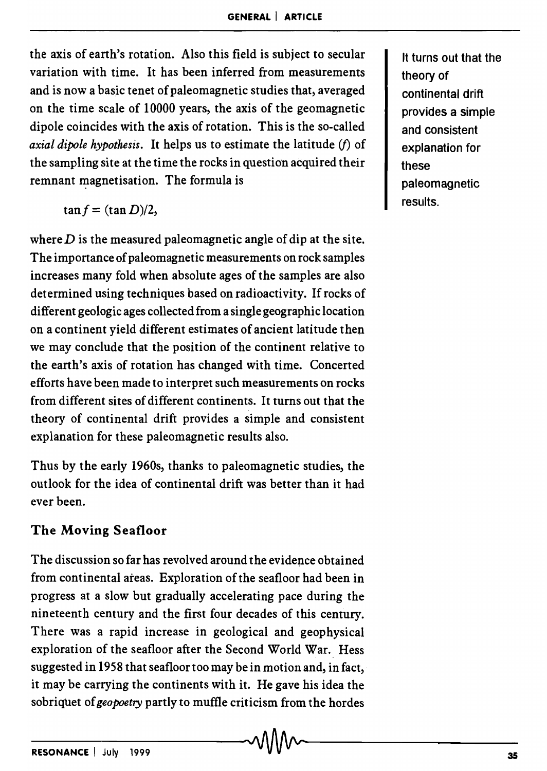the axis of earth's rotation. Also this field is subject to secular variation with time. It has been inferred from measurements and is now a basic tenet of paleomagnetic studies that, averaged on the time scale of 10000 years, the axis of the geomagnetic dipole coincides with the axis of rotation. This is the so-called *axial dipole hypothesis*. It helps us to estimate the latitude ($f$) of the sampling site at the time the rocks in question acquired their remnant magnetisation. The formula is

$$\tan f = (\tan D)/2,$$

where $D$ is the measured paleomagnetic angle of dip at the site. The importance of paleomagnetic measurements on rock samples increases many fold when absolute ages of the samples are also determined using techniques based on radioactivity. If rocks of different geologic ages collected from a single geographic location on a continent yield different estimates of ancient latitude then we may conclude that the position of the continent relative to the earth's axis of rotation has changed with time. Concerted efforts have been made to interpret such measurements on rocks from different sites of different continents. It turns out that the theory of continental drift provides a simple and consistent explanation for these paleomagnetic results also.

> It turns out that the theory of continental drift provides a simple and consistent explanation for these paleomagnetic results.

Thus by the early 1960s, thanks to paleomagnetic studies, the outlook for the idea of continental drift was better than it had ever been.

## The Moving Seafloor

The discussion so far has revolved around the evidence obtained from continental areas. Exploration of the seafloor had been in progress at a slow but gradually accelerating pace during the nineteenth century and the first four decades of this century. There was a rapid increase in geological and geophysical exploration of the seafloor after the Second World War. Hess suggested in 1958 that seafloor too may be in motion and, in fact, it may be carrying the continents with it. He gave his idea the sobriquet of *geopoetry* partly to muffle criticism from the hordes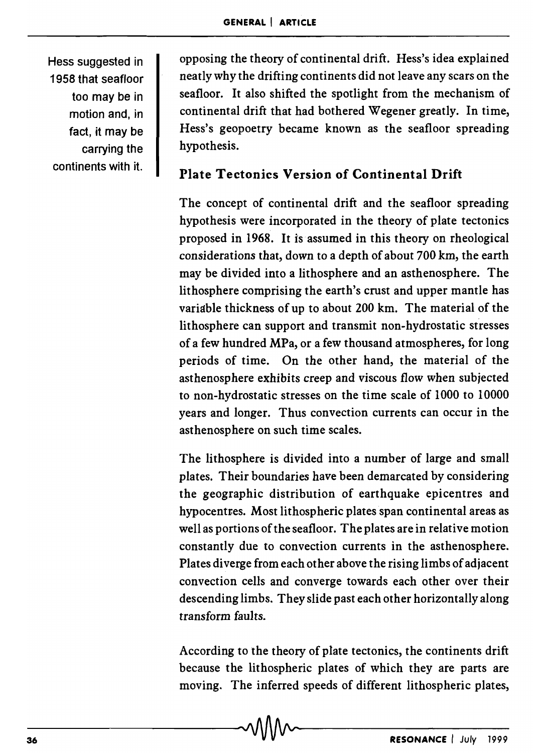Hess suggested in 1958 that seafloor too may be in motion and, in fact, it may be carrying the continents with it.

opposing the theory of continental drift. Hess's idea explained neatly why the drifting continents did not leave any scars on the seafloor. It also shifted the spotlight from the mechanism of continental drift that had bothered Wegener greatly. In time, Hess's geopoetry became known as the seafloor spreading hypothesis.

## Plate Tectonics Version of Continental Drift

The concept of continental drift and the seafloor spreading hypothesis were incorporated in the theory of plate tectonics proposed in 1968. It is assumed in this theory on rheological considerations that, down to a depth of about 700 km, the earth may be divided into a lithosphere and an asthenosphere. The lithosphere comprising the earth's crust and upper mantle has variable thickness of up to about 200 km. The material of the lithosphere can support and transmit non-hydrostatic stresses of a few hundred MPa, or a few thousand atmospheres, for long periods of time. On the other hand, the material of the asthenosphere exhibits creep and viscous flow when subjected to non-hydrostatic stresses on the time scale of 1000 to 10000 years and longer. Thus convection currents can occur in the asthenosphere on such time scales.

The lithosphere is divided into a number of large and small plates. Their boundaries have been demarcated by considering the geographic distribution of earthquake epicentres and hypocentres. Most lithospheric plates span continental areas as well as portions of the seafloor. The plates are in relative motion constantly due to convection currents in the asthenosphere. Plates diverge from each other above the rising limbs of adjacent convection cells and converge towards each other over their descending limbs. They slide past each other horizontally along transform faults.

According to the theory of plate tectonics, the continents drift because the lithospheric plates of which they are parts are moving. The inferred speeds of different lithospheric plates,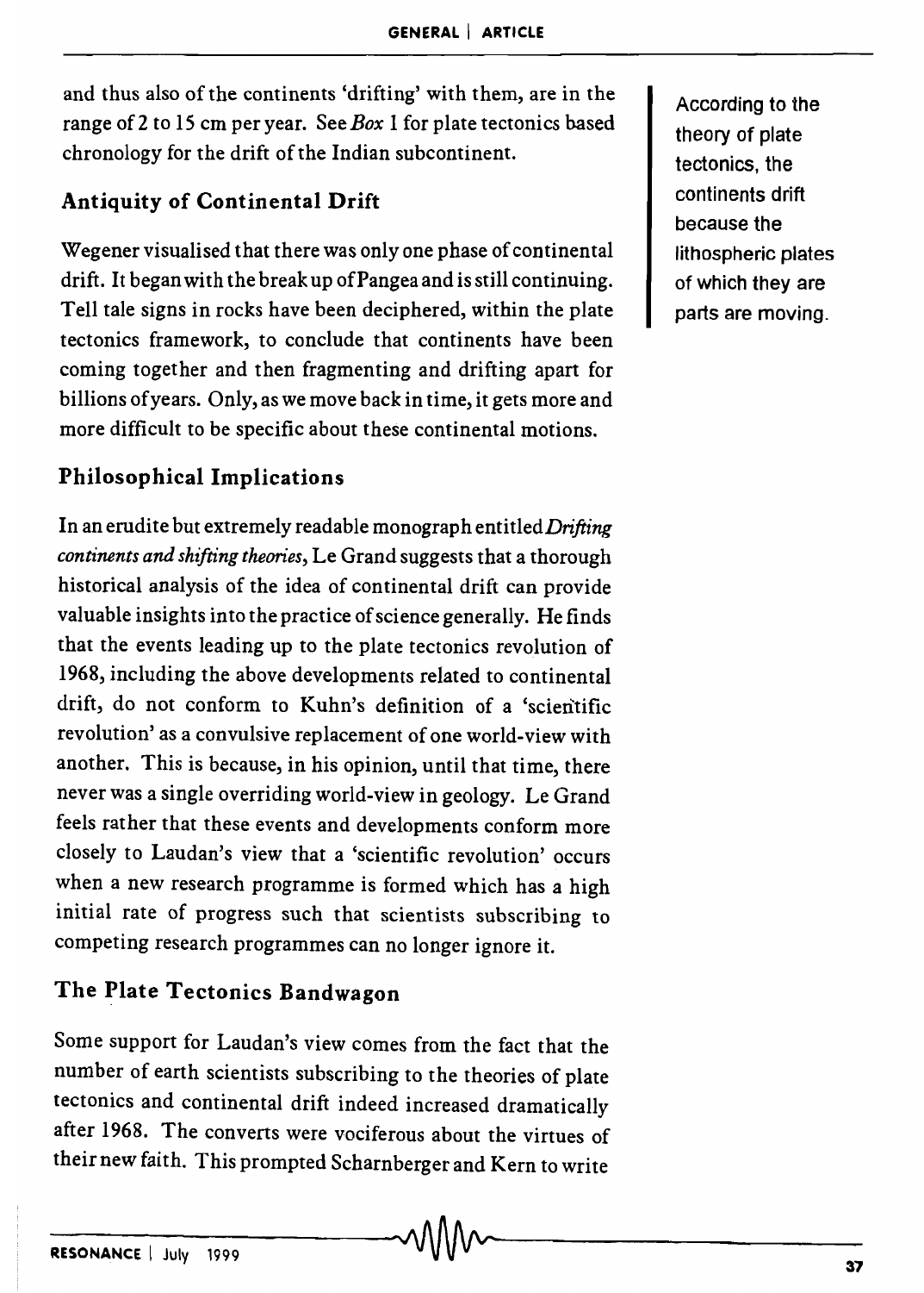and thus also of the continents 'drifting' with them, are in the range of 2 to 15 cm per year. See *Box* 1 for plate tectonics based chronology for the drift of the Indian subcontinent.

According to the theory of plate tectonics, the continents drift because the lithospheric plates of which they are parts are moving.

## Antiquity of Continental Drift

Wegener visualised that there was only one phase of continental drift. It began with the break up of Pangea and is still continuing. Tell tale signs in rocks have been deciphered, within the plate tectonics framework, to conclude that continents have been coming together and then fragmenting and drifting apart for billions of years. Only, as we move back in time, it gets more and more difficult to be specific about these continental motions.

## Philosophical Implications

In an erudite but extremely readable monograph entitled *Drifting continents and shifting theories*, Le Grand suggests that a thorough historical analysis of the idea of continental drift can provide valuable insights into the practice of science generally. He finds that the events leading up to the plate tectonics revolution of 1968, including the above developments related to continental drift, do not conform to Kuhn's definition of a 'scientific revolution' as a convulsive replacement of one world-view with another. This is because, in his opinion, until that time, there never was a single overriding world-view in geology. Le Grand feels rather that these events and developments conform more closely to Laudan's view that a 'scientific revolution' occurs when a new research programme is formed which has a high initial rate of progress such that scientists subscribing to competing research programmes can no longer ignore it.

## The Plate Tectonics Bandwagon

Some support for Laudan's view comes from the fact that the number of earth scientists subscribing to the theories of plate tectonics and continental drift indeed increased dramatically after 1968. The converts were vociferous about the virtues of their new faith. This prompted Scharnberger and Kern to write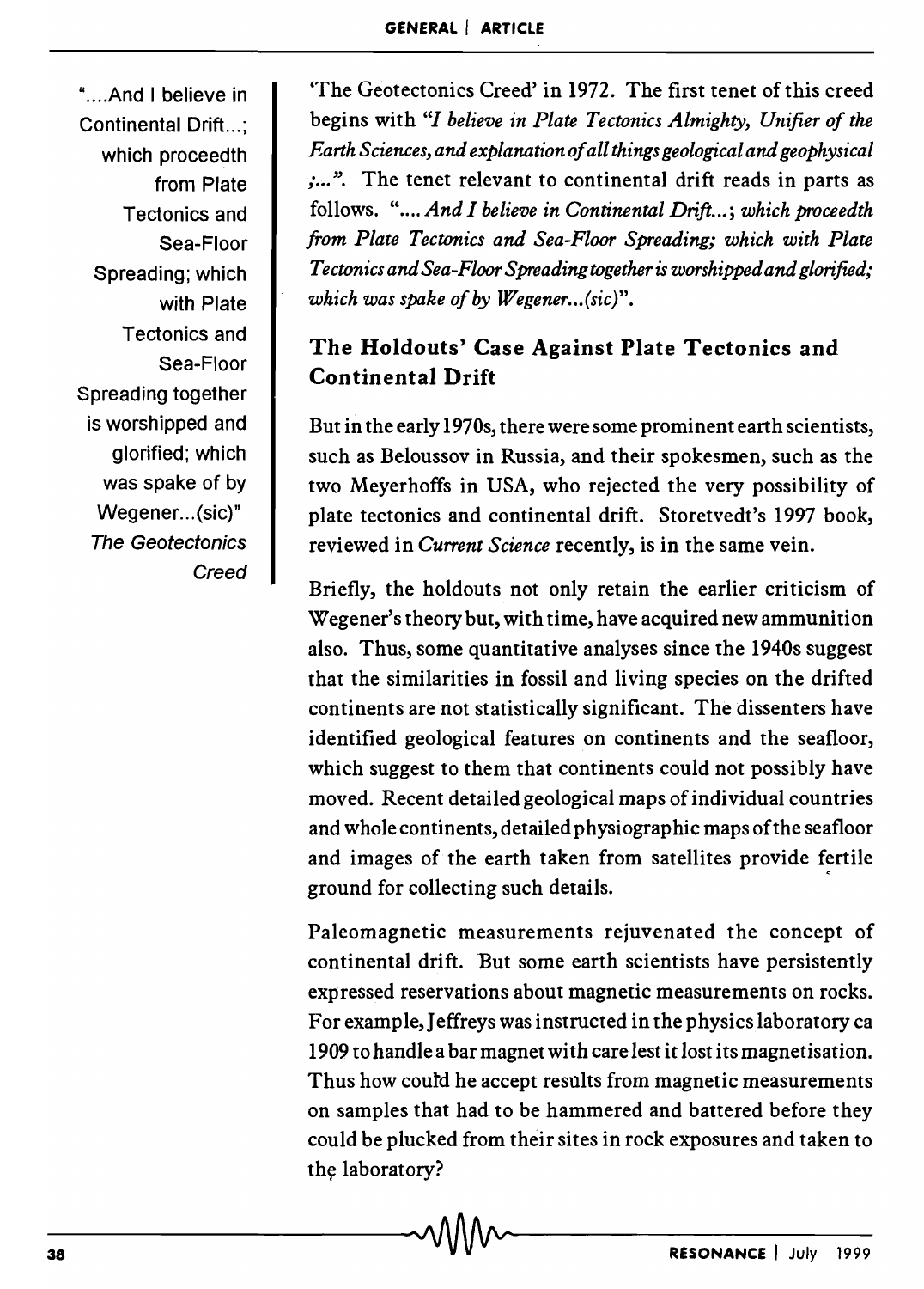"....And I believe in Continental Drift...; which proceedeth from Plate Tectonics and Sea-Floor Spreading; which with Plate Tectonics and Sea-Floor Spreading together is worshipped and glorified; which was spake of by Wegener...(sic)"
*The Geotectonics Creed*

'The Geotectonics Creed' in 1972. The first tenet of this creed begins with *"I believe in Plate Tectonics Almighty, Unifier of the Earth Sciences, and explanation of all things geological and geophysical ;..."*. The tenet relevant to continental drift reads in parts as follows. *".... And I believe in Continental Drift...; which proceedeth from Plate Tectonics and Sea-Floor Spreading; which with Plate Tectonics and Sea-Floor Spreading together is worshipped and glorified; which was spake of by Wegener...(sic)"*.

## The Holdouts' Case Against Plate Tectonics and Continental Drift

But in the early 1970s, there were some prominent earth scientists, such as Beloussov in Russia, and their spokesmen, such as the two Meyerhoffs in USA, who rejected the very possibility of plate tectonics and continental drift. Storetvedt's 1997 book, reviewed in *Current Science* recently, is in the same vein.

Briefly, the holdouts not only retain the earlier criticism of Wegener's theory but, with time, have acquired new ammunition also. Thus, some quantitative analyses since the 1940s suggest that the similarities in fossil and living species on the drifted continents are not statistically significant. The dissenters have identified geological features on continents and the seafloor, which suggest to them that continents could not possibly have moved. Recent detailed geological maps of individual countries and whole continents, detailed physiographic maps of the seafloor and images of the earth taken from satellites provide fertile ground for collecting such details.

Paleomagnetic measurements rejuvenated the concept of continental drift. But some earth scientists have persistently expressed reservations about magnetic measurements on rocks. For example, Jeffreys was instructed in the physics laboratory ca 1909 to handle a bar magnet with care lest it lost its magnetisation. Thus how could he accept results from magnetic measurements on samples that had to be hammered and battered before they could be plucked from their sites in rock exposures and taken to the laboratory?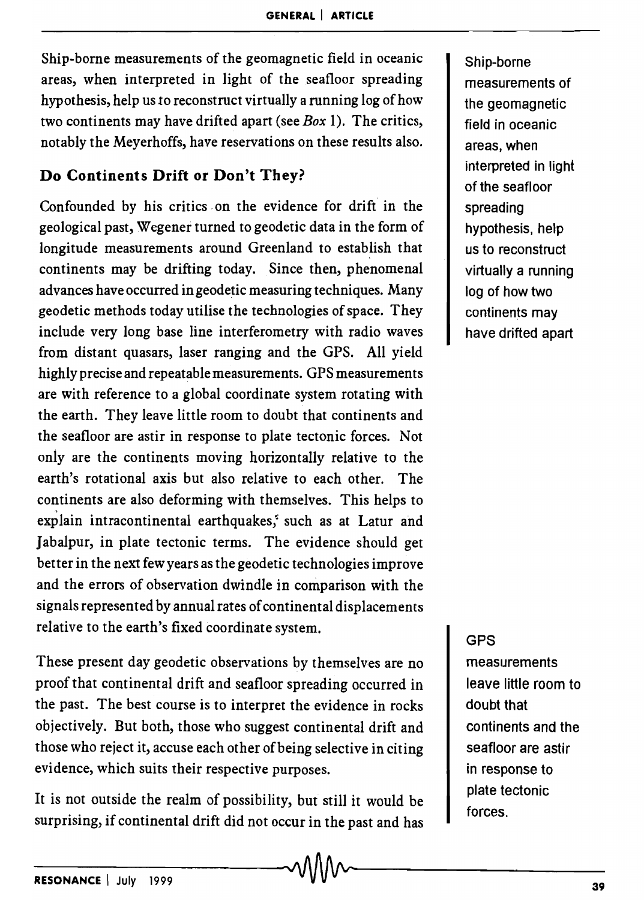Ship-borne measurements of the geomagnetic field in oceanic areas, when interpreted in light of the seafloor spreading hypothesis, help us to reconstruct virtually a running log of how two continents may have drifted apart (see *Box* 1). The critics, notably the Meyerhoffs, have reservations on these results also.

## Do Continents Drift or Don't They?

Confounded by his critics on the evidence for drift in the geological past, Wegener turned to geodetic data in the form of longitude measurements around Greenland to establish that continents may be drifting today. Since then, phenomenal advances have occurred in geodetic measuring techniques. Many geodetic methods today utilise the technologies of space. They include very long base line interferometry with radio waves from distant quasars, laser ranging and the GPS. All yield highly precise and repeatable measurements. GPS measurements are with reference to a global coordinate system rotating with the earth. They leave little room to doubt that continents and the seafloor are astir in response to plate tectonic forces. Not only are the continents moving horizontally relative to the earth's rotational axis but also relative to each other. The continents are also deforming with themselves. This helps to explain intracontinental earthquakes, such as at Latur and Jabalpur, in plate tectonic terms. The evidence should get better in the next few years as the geodetic technologies improve and the errors of observation dwindle in comparison with the signals represented by annual rates of continental displacements relative to the earth's fixed coordinate system.

These present day geodetic observations by themselves are no proof that continental drift and seafloor spreading occurred in the past. The best course is to interpret the evidence in rocks objectively. But both, those who suggest continental drift and those who reject it, accuse each other of being selective in citing evidence, which suits their respective purposes.

It is not outside the realm of possibility, but still it would be surprising, if continental drift did not occur in the past and has

> Ship-borne measurements of the geomagnetic field in oceanic areas, when interpreted in light of the seafloor spreading hypothesis, help us to reconstruct virtually a running log of how two continents may have drifted apart

> GPS measurements leave little room to doubt that continents and the seafloor are astir in response to plate tectonic forces.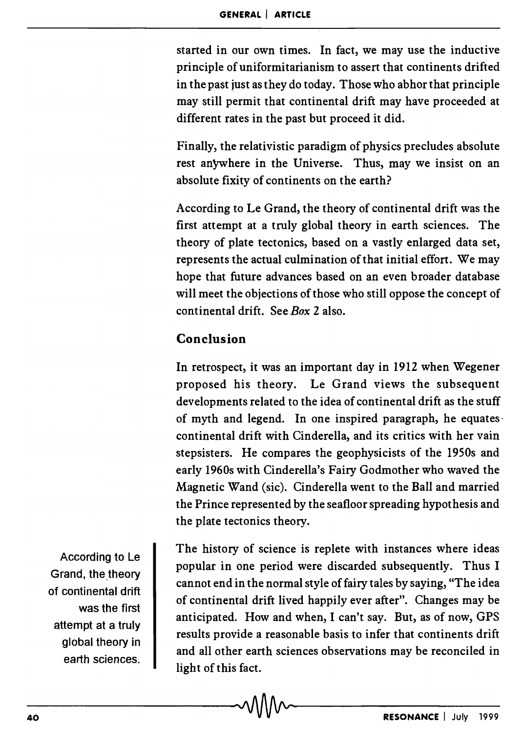started in our own times. In fact, we may use the inductive principle of uniformitarianism to assert that continents drifted in the past just as they do today. Those who abhor that principle may still permit that continental drift may have proceeded at different rates in the past but proceed it did.

Finally, the relativistic paradigm of physics precludes absolute rest anywhere in the Universe. Thus, may we insist on an absolute fixity of continents on the earth?

According to Le Grand, the theory of continental drift was the first attempt at a truly global theory in earth sciences. The theory of plate tectonics, based on a vastly enlarged data set, represents the actual culmination of that initial effort. We may hope that future advances based on an even broader database will meet the objections of those who still oppose the concept of continental drift. See *Box* 2 also.

## Conclusion

In retrospect, it was an important day in 1912 when Wegener proposed his theory. Le Grand views the subsequent developments related to the idea of continental drift as the stuff of myth and legend. In one inspired paragraph, he equates continental drift with Cinderella, and its critics with her vain stepsisters. He compares the geophysicists of the 1950s and early 1960s with Cinderella's Fairy Godmother who waved the Magnetic Wand (sic). Cinderella went to the Ball and married the Prince represented by the seafloor spreading hypothesis and the plate tectonics theory.

> According to Le Grand, the theory of continental drift was the first attempt at a truly global theory in earth sciences.

The history of science is replete with instances where ideas popular in one period were discarded subsequently. Thus I cannot end in the normal style of fairy tales by saying, "The idea of continental drift lived happily ever after". Changes may be anticipated. How and when, I can't say. But, as of now, GPS results provide a reasonable basis to infer that continents drift and all other earth sciences observations may be reconciled in light of this fact.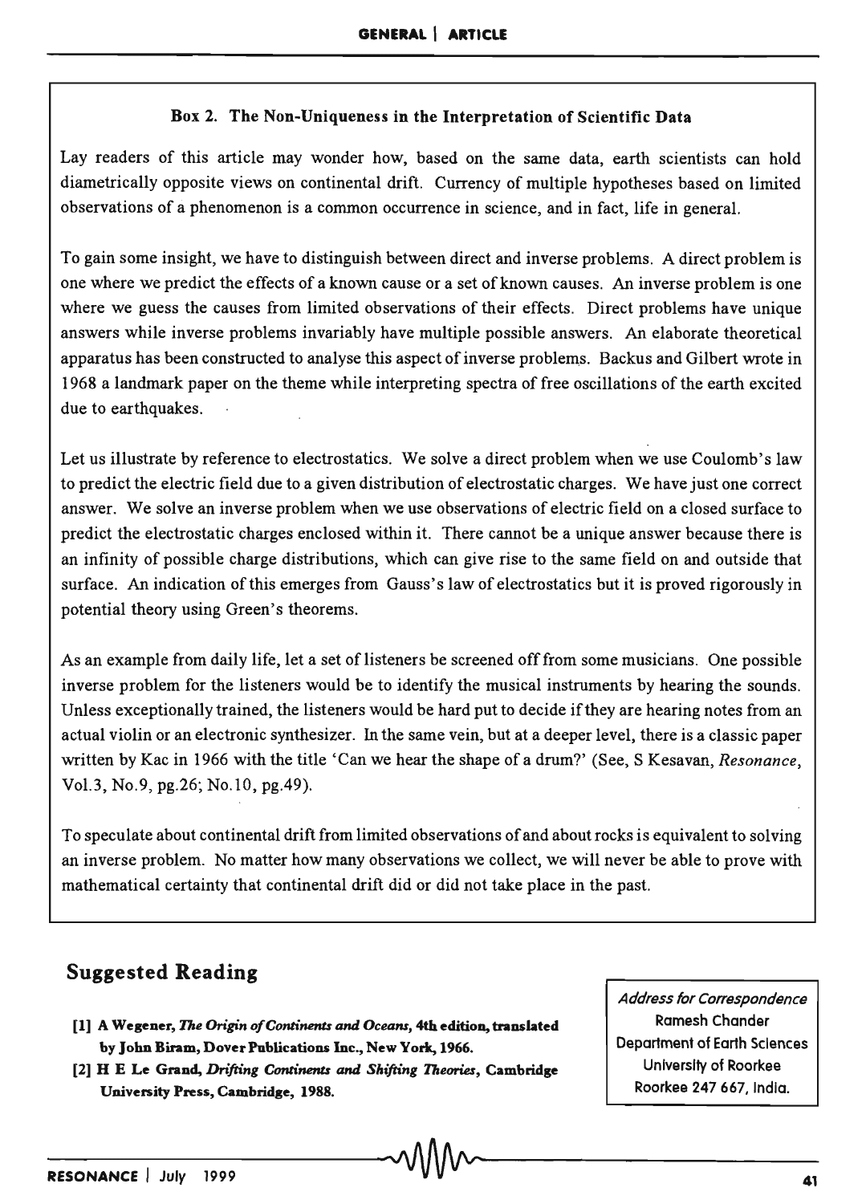**Box 2. The Non-Uniqueness in the Interpretation of Scientific Data**

Lay readers of this article may wonder how, based on the same data, earth scientists can hold diametrically opposite views on continental drift. Currency of multiple hypotheses based on limited observations of a phenomenon is a common occurrence in science, and in fact, life in general.

To gain some insight, we have to distinguish between direct and inverse problems. A direct problem is one where we predict the effects of a known cause or a set of known causes. An inverse problem is one where we guess the causes from limited observations of their effects. Direct problems have unique answers while inverse problems invariably have multiple possible answers. An elaborate theoretical apparatus has been constructed to analyse this aspect of inverse problems. Backus and Gilbert wrote in 1968 a landmark paper on the theme while interpreting spectra of free oscillations of the earth excited due to earthquakes.

Let us illustrate by reference to electrostatics. We solve a direct problem when we use Coulomb's law to predict the electric field due to a given distribution of electrostatic charges. We have just one correct answer. We solve an inverse problem when we use observations of electric field on a closed surface to predict the electrostatic charges enclosed within it. There cannot be a unique answer because there is an infinity of possible charge distributions, which can give rise to the same field on and outside that surface. An indication of this emerges from Gauss's law of electrostatics but it is proved rigorously in potential theory using Green's theorems.

As an example from daily life, let a set of listeners be screened off from some musicians. One possible inverse problem for the listeners would be to identify the musical instruments by hearing the sounds. Unless exceptionally trained, the listeners would be hard put to decide if they are hearing notes from an actual violin or an electronic synthesizer. In the same vein, but at a deeper level, there is a classic paper written by Kac in 1966 with the title 'Can we hear the shape of a drum?' (See, S Kesavan, *Resonance*, Vol.3, No.9, pg.26; No.10, pg.49).

To speculate about continental drift from limited observations of and about rocks is equivalent to solving an inverse problem. No matter how many observations we collect, we will never be able to prove with mathematical certainty that continental drift did or did not take place in the past.

## Suggested Reading

1. **A Wegener, *The Origin of Continents and Oceans*, 4th edition, translated by John Biram, Dover Publications Inc., New York, 1966.**
2. **H E Le Grand, *Drifting Continents and Shifting Theories*, Cambridge University Press, Cambridge, 1988.**

*Address for Correspondence*
Ramesh Chander
Department of Earth Sciences
University of Roorkee
Roorkee 247 667, India.